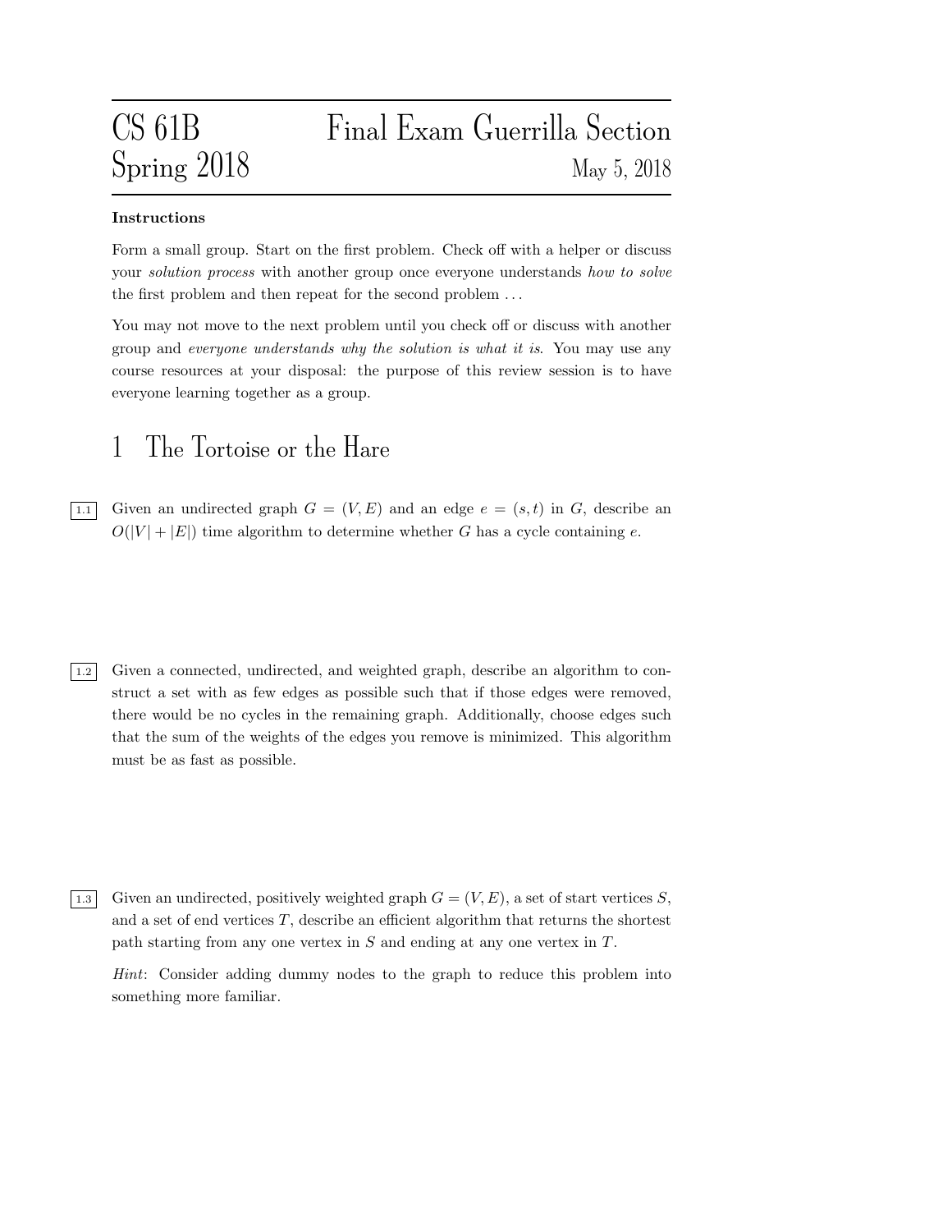# CS 61B Spring 2018 — Final Exam Guerrilla Section

May 5, 2018

**Instructions**

Form a small group. Start on the first problem. Check off with a helper or discuss your *solution process* with another group once everyone understands *how to solve* the first problem and then repeat for the second problem . . .

You may not move to the next problem until you check off or discuss with another group and *everyone understands why the solution is what it is*. You may use any course resources at your disposal: the purpose of this review session is to have everyone learning together as a group.

## 1 The Tortoise or the Hare

**1.1** Given an undirected graph $G = (V, E)$ and an edge $e = (s, t)$ in $G$, describe an $O(|V| + |E|)$ time algorithm to determine whether $G$ has a cycle containing $e$.

**1.2** Given a connected, undirected, and weighted graph, describe an algorithm to construct a set with as few edges as possible such that if those edges were removed, there would be no cycles in the remaining graph. Additionally, choose edges such that the sum of the weights of the edges you remove is minimized. This algorithm must be as fast as possible.

**1.3** Given an undirected, positively weighted graph $G = (V, E)$, a set of start vertices $S$, and a set of end vertices $T$, describe an efficient algorithm that returns the shortest path starting from any one vertex in $S$ and ending at any one vertex in $T$.

*Hint*: Consider adding dummy nodes to the graph to reduce this problem into something more familiar.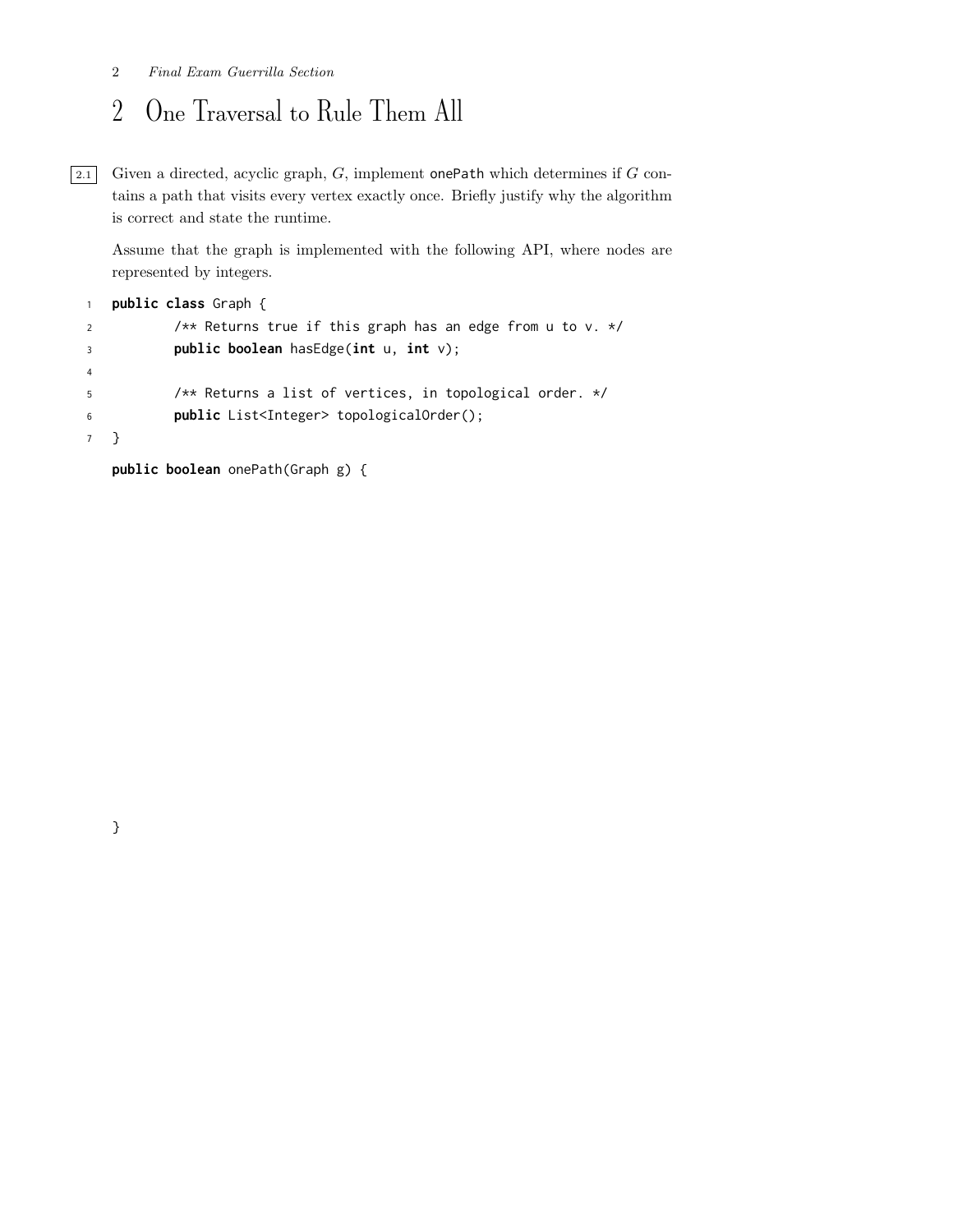# 2 One Traversal to Rule Them All

2.1 Given a directed, acyclic graph, $G$, implement onePath which determines if $G$ contains a path that visits every vertex exactly once. Briefly justify why the algorithm is correct and state the runtime.

Assume that the graph is implemented with the following API, where nodes are represented by integers.

```java
public class Graph {
        /** Returns true if this graph has an edge from u to v. */
        public boolean hasEdge(int u, int v);

        /** Returns a list of vertices, in topological order. */
        public List<Integer> topologicalOrder();
}
```

```java
public boolean onePath(Graph g) {

}
```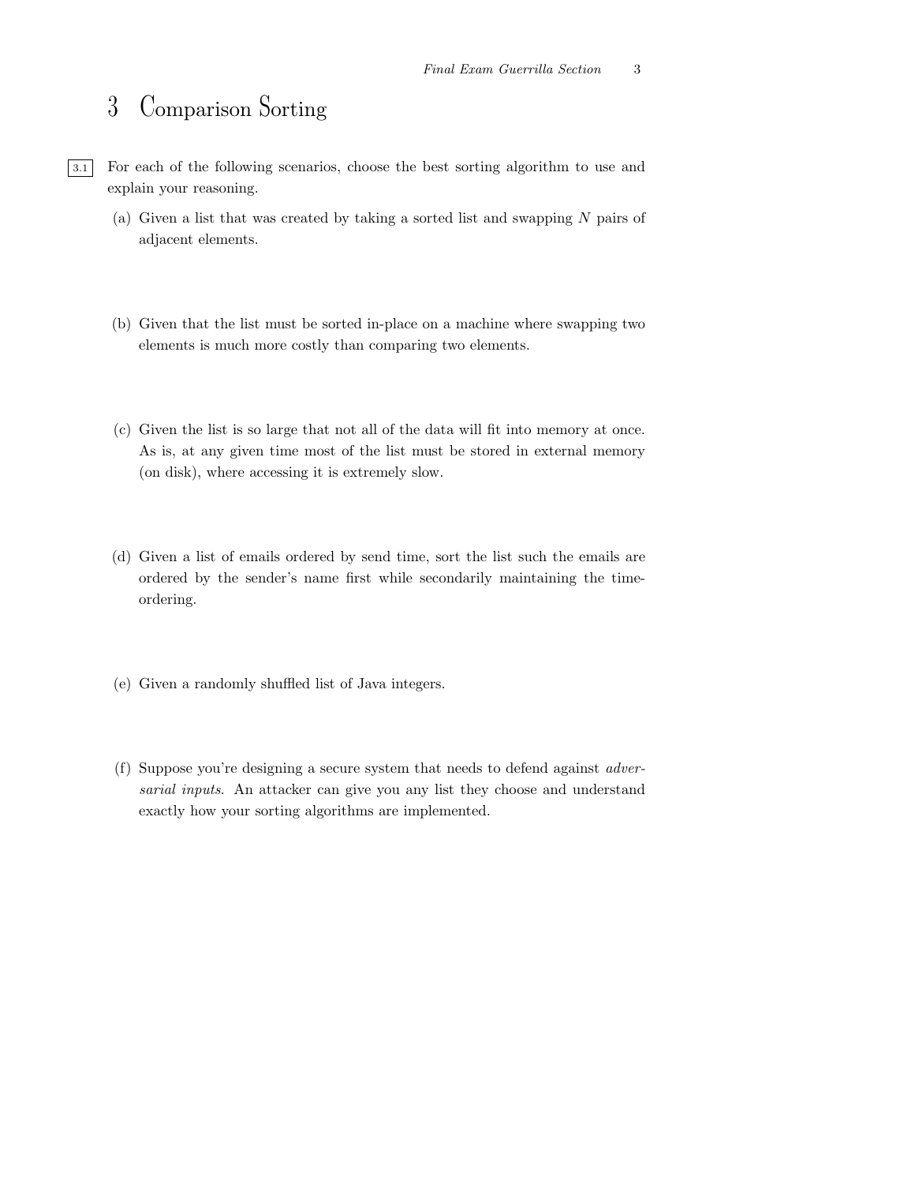# 3 Comparison Sorting

3.1 For each of the following scenarios, choose the best sorting algorithm to use and explain your reasoning.

(a) Given a list that was created by taking a sorted list and swapping $N$ pairs of adjacent elements.

(b) Given that the list must be sorted in-place on a machine where swapping two elements is much more costly than comparing two elements.

(c) Given the list is so large that not all of the data will fit into memory at once. As is, at any given time most of the list must be stored in external memory (on disk), where accessing it is extremely slow.

(d) Given a list of emails ordered by send time, sort the list such the emails are ordered by the sender's name first while secondarily maintaining the time-ordering.

(e) Given a randomly shuffled list of Java integers.

(f) Suppose you're designing a secure system that needs to defend against *adversarial inputs*. An attacker can give you any list they choose and understand exactly how your sorting algorithms are implemented.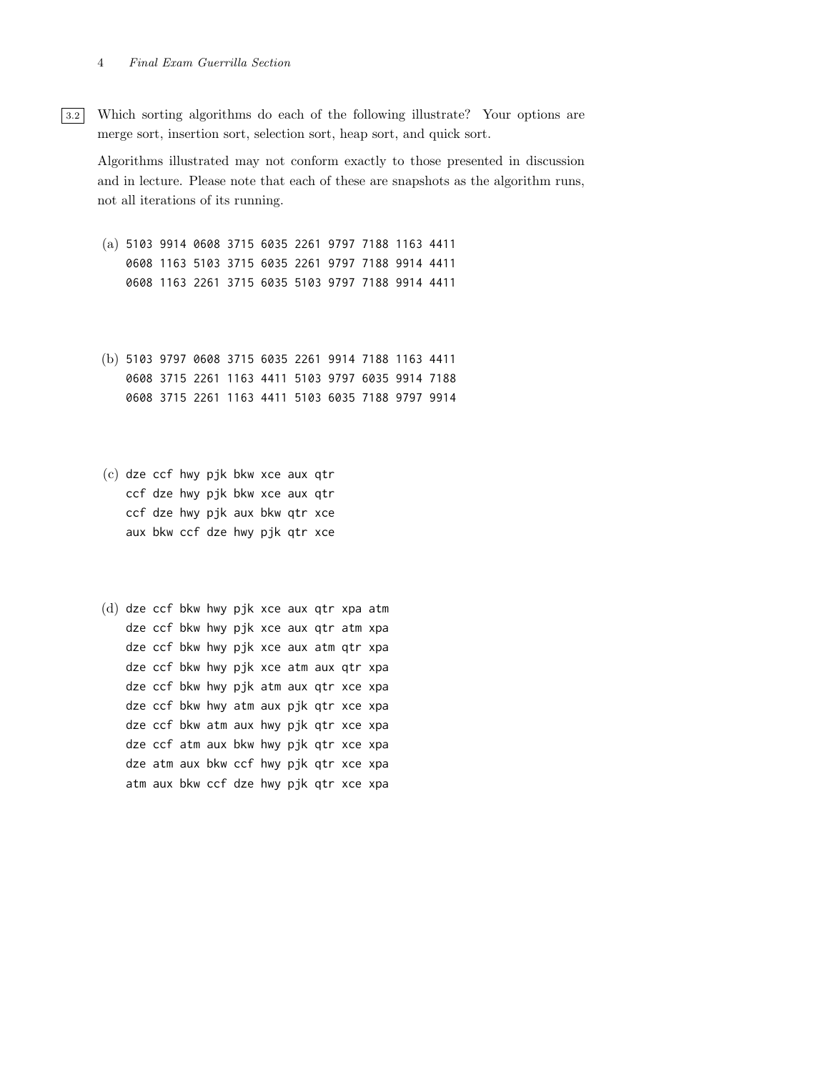**3.2** Which sorting algorithms do each of the following illustrate? Your options are merge sort, insertion sort, selection sort, heap sort, and quick sort.

Algorithms illustrated may not conform exactly to those presented in discussion and in lecture. Please note that each of these are snapshots as the algorithm runs, not all iterations of its running.

(a)
```
5103 9914 0608 3715 6035 2261 9797 7188 1163 4411
0608 1163 5103 3715 6035 2261 9797 7188 9914 4411
0608 1163 2261 3715 6035 5103 9797 7188 9914 4411
```

(b)
```
5103 9797 0608 3715 6035 2261 9914 7188 1163 4411
0608 3715 2261 1163 4411 5103 9797 6035 9914 7188
0608 3715 2261 1163 4411 5103 6035 7188 9797 9914
```

(c)
```
dze ccf hwy pjk bkw xce aux qtr
ccf dze hwy pjk bkw xce aux qtr
ccf dze hwy pjk aux bkw qtr xce
aux bkw ccf dze hwy pjk qtr xce
```

(d)
```
dze ccf bkw hwy pjk xce aux qtr xpa atm
dze ccf bkw hwy pjk xce aux qtr atm xpa
dze ccf bkw hwy pjk xce aux atm qtr xpa
dze ccf bkw hwy pjk xce atm aux qtr xpa
dze ccf bkw hwy pjk atm aux qtr xce xpa
dze ccf bkw hwy atm aux pjk qtr xce xpa
dze ccf bkw atm aux hwy pjk qtr xce xpa
dze ccf atm aux bkw hwy pjk qtr xce xpa
dze atm aux bkw ccf hwy pjk qtr xce xpa
atm aux bkw ccf dze hwy pjk qtr xce xpa
```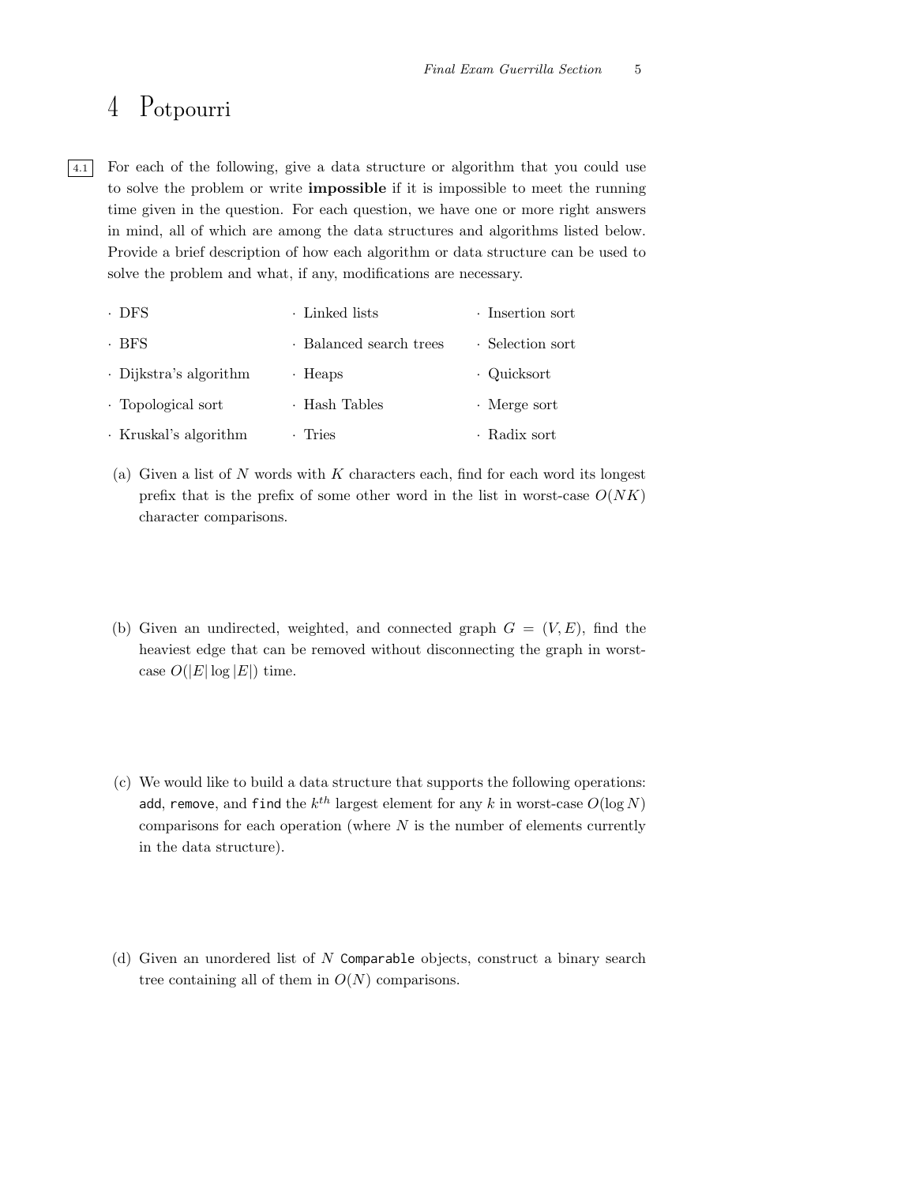# 4 Potpourri

4.1 For each of the following, give a data structure or algorithm that you could use to solve the problem or write **impossible** if it is impossible to meet the running time given in the question. For each question, we have one or more right answers in mind, all of which are among the data structures and algorithms listed below. Provide a brief description of how each algorithm or data structure can be used to solve the problem and what, if any, modifications are necessary.

| | | |
|---|---|---|
| · DFS | · Linked lists | · Insertion sort |
| · BFS | · Balanced search trees | · Selection sort |
| · Dijkstra's algorithm | · Heaps | · Quicksort |
| · Topological sort | · Hash Tables | · Merge sort |
| · Kruskal's algorithm | · Tries | · Radix sort |

(a) Given a list of $N$ words with $K$ characters each, find for each word its longest prefix that is the prefix of some other word in the list in worst-case $O(NK)$ character comparisons.

(b) Given an undirected, weighted, and connected graph $G = (V, E)$, find the heaviest edge that can be removed without disconnecting the graph in worst-case $O(|E| \log |E|)$ time.

(c) We would like to build a data structure that supports the following operations: `add`, `remove`, and `find` the $k^{th}$ largest element for any $k$ in worst-case $O(\log N)$ comparisons for each operation (where $N$ is the number of elements currently in the data structure).

(d) Given an unordered list of $N$ `Comparable` objects, construct a binary search tree containing all of them in $O(N)$ comparisons.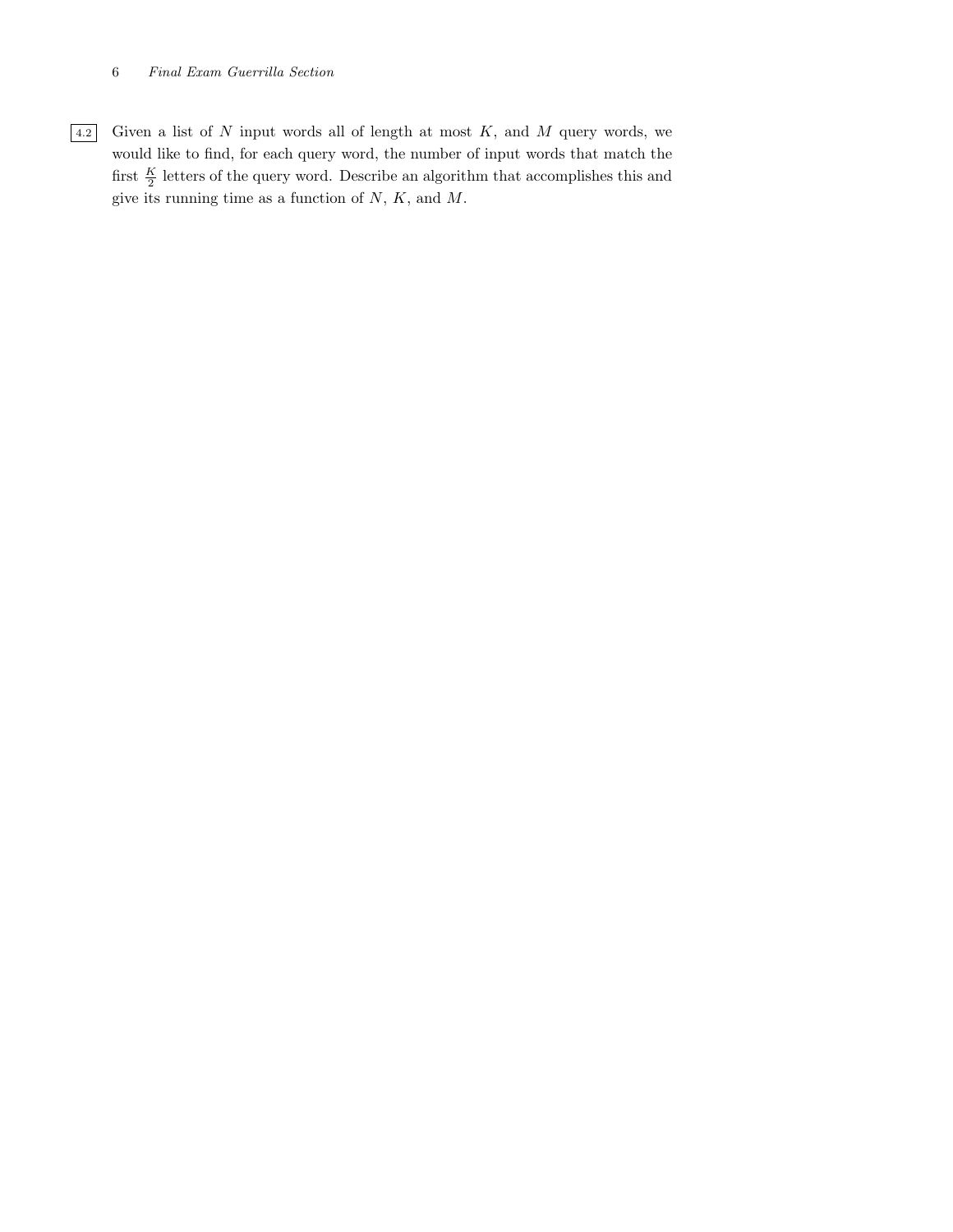4.2 Given a list of $N$ input words all of length at most $K$, and $M$ query words, we would like to find, for each query word, the number of input words that match the first $\frac{K}{2}$ letters of the query word. Describe an algorithm that accomplishes this and give its running time as a function of $N$, $K$, and $M$.